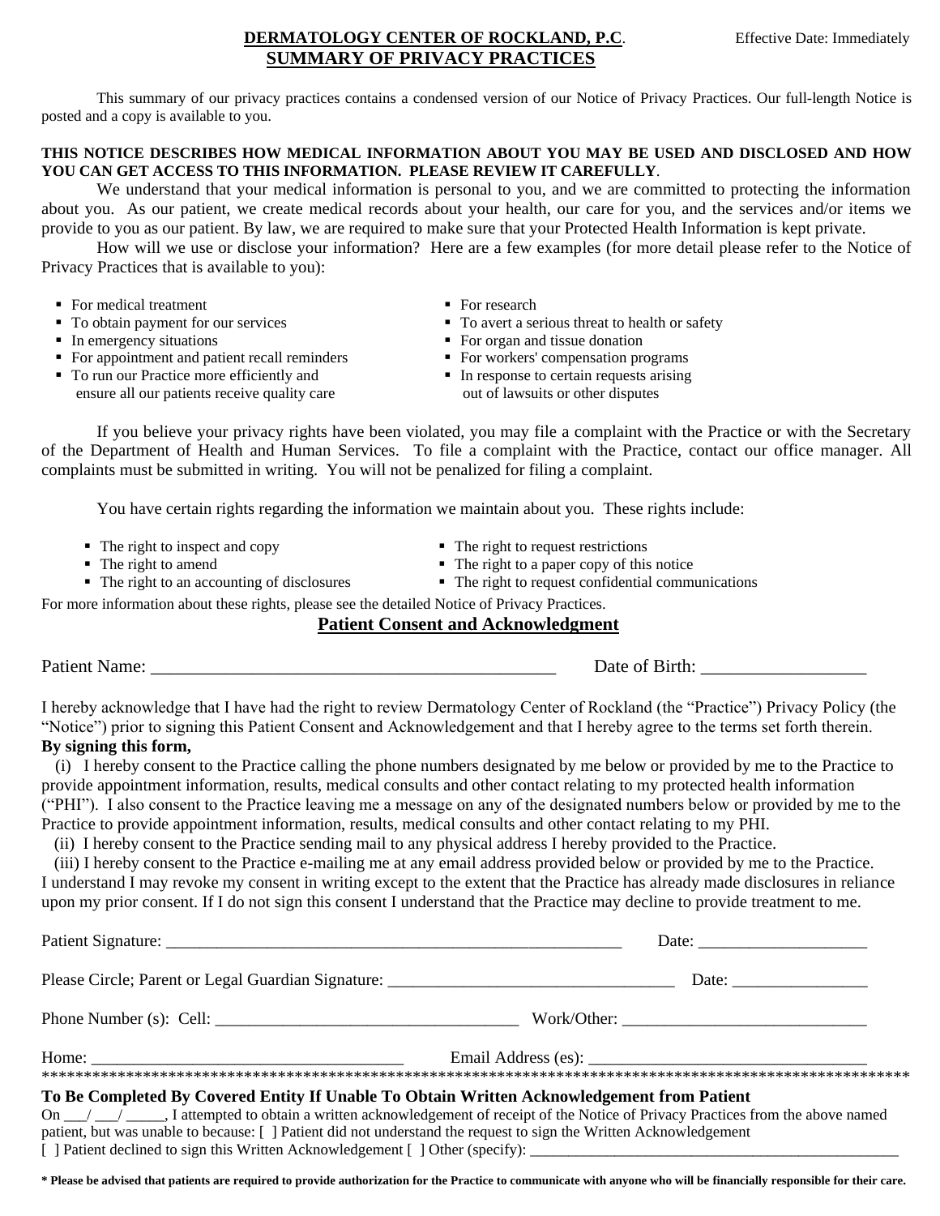**DERMATOLOGY CENTER OF ROCKLAND, P.C.** Effective Date: Immediately

# SUMMARY OF PRIVACY PRACTICES

This summary of our privacy practices contains a condensed version of our Notice of Privacy Practices. Our full-length Notice is posted and a copy is available to you.

**THIS NOTICE DESCRIBES HOW MEDICAL INFORMATION ABOUT YOU MAY BE USED AND DISCLOSED AND HOW YOU CAN GET ACCESS TO THIS INFORMATION. PLEASE REVIEW IT CAREFULLY**.

We understand that your medical information is personal to you, and we are committed to protecting the information about you. As our patient, we create medical records about your health, our care for you, and the services and/or items we provide to you as our patient. By law, we are required to make sure that your Protected Health Information is kept private.

How will we use or disclose your information? Here are a few examples (for more detail please refer to the Notice of Privacy Practices that is available to you):

- For medical treatment
- To obtain payment for our services
- In emergency situations
- For appointment and patient recall reminders
- To run our Practice more efficiently and ensure all our patients receive quality care
- For research
- To avert a serious threat to health or safety
- For organ and tissue donation
- For workers' compensation programs
- In response to certain requests arising out of lawsuits or other disputes

If you believe your privacy rights have been violated, you may file a complaint with the Practice or with the Secretary of the Department of Health and Human Services. To file a complaint with the Practice, contact our office manager. All complaints must be submitted in writing. You will not be penalized for filing a complaint.

You have certain rights regarding the information we maintain about you. These rights include:

- The right to inspect and copy
- The right to amend
- The right to an accounting of disclosures
- The right to request restrictions
- The right to a paper copy of this notice
- The right to request confidential communications

For more information about these rights, please see the detailed Notice of Privacy Practices.

## Patient Consent and Acknowledgment

Patient Name: _____________________________________________ Date of Birth: __________________

I hereby acknowledge that I have had the right to review Dermatology Center of Rockland (the "Practice") Privacy Policy (the "Notice") prior to signing this Patient Consent and Acknowledgement and that I hereby agree to the terms set forth therein.

**By signing this form,**

(i) I hereby consent to the Practice calling the phone numbers designated by me below or provided by me to the Practice to provide appointment information, results, medical consults and other contact relating to my protected health information ("PHI"). I also consent to the Practice leaving me a message on any of the designated numbers below or provided by me to the Practice to provide appointment information, results, medical consults and other contact relating to my PHI.

(ii) I hereby consent to the Practice sending mail to any physical address I hereby provided to the Practice.

(iii) I hereby consent to the Practice e-mailing me at any email address provided below or provided by me to the Practice.

I understand I may revoke my consent in writing except to the extent that the Practice has already made disclosures in reliance upon my prior consent. If I do not sign this consent I understand that the Practice may decline to provide treatment to me.

Patient Signature: _______________________________________________________ Date: ____________________

Please Circle; Parent or Legal Guardian Signature: __________________________________ Date: ________________

Phone Number (s): Cell: ____________________________________ Work/Other: _____________________________

Home: _____________________________________ Email Address (es): _________________________________

*****************************************************************************************************

**To Be Completed By Covered Entity If Unable To Obtain Written Acknowledgement from Patient**

On ___/ ___/ _____, I attempted to obtain a written acknowledgement of receipt of the Notice of Privacy Practices from the above named patient, but was unable to because: [ ] Patient did not understand the request to sign the Written Acknowledgement
[ ] Patient declined to sign this Written Acknowledgement [ ] Other (specify): _________________________________________________

**\* Please be advised that patients are required to provide authorization for the Practice to communicate with anyone who will be financially responsible for their care.**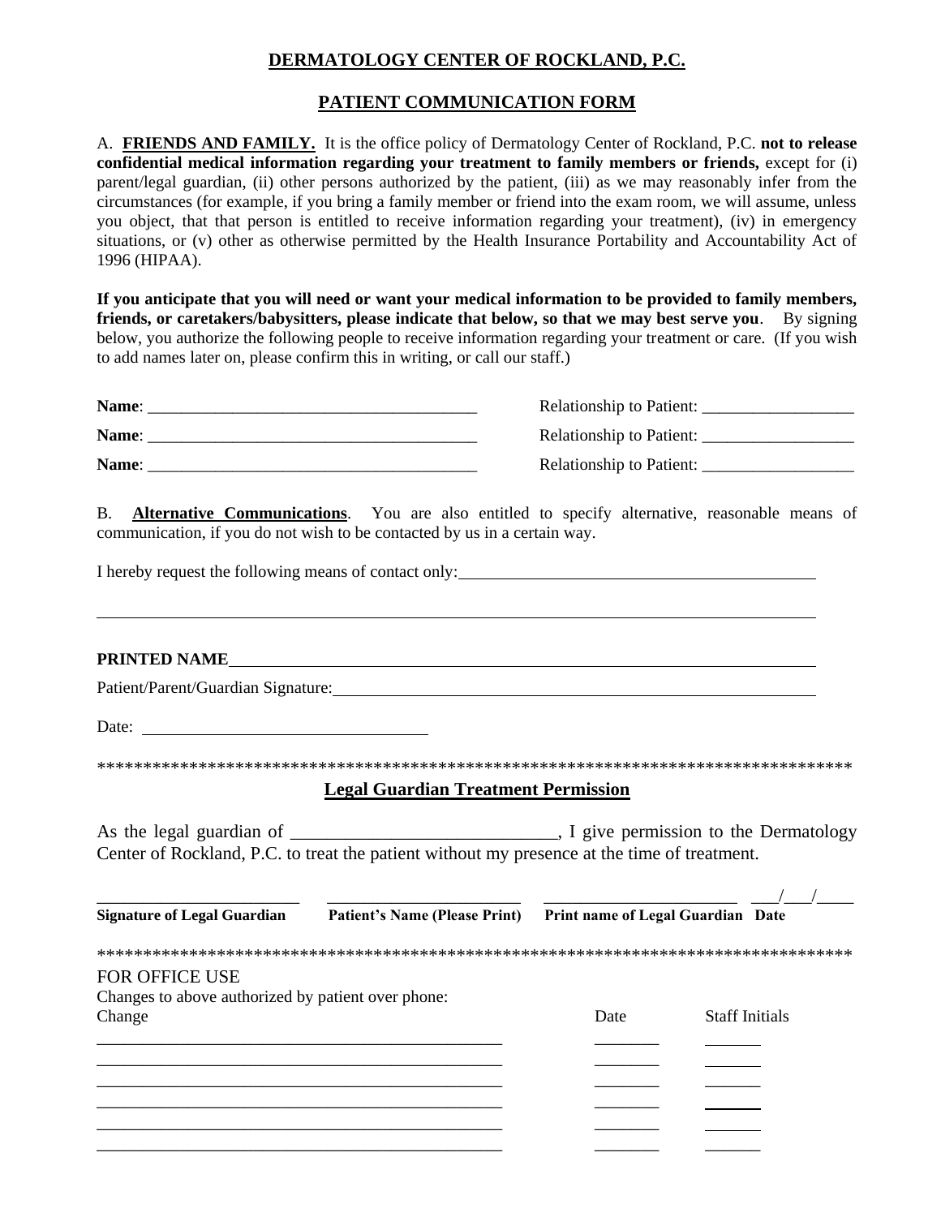## DERMATOLOGY CENTER OF ROCKLAND, P.C.

## PATIENT COMMUNICATION FORM

A. **FRIENDS AND FAMILY.** It is the office policy of Dermatology Center of Rockland, P.C. **not to release confidential medical information regarding your treatment to family members or friends,** except for (i) parent/legal guardian, (ii) other persons authorized by the patient, (iii) as we may reasonably infer from the circumstances (for example, if you bring a family member or friend into the exam room, we will assume, unless you object, that that person is entitled to receive information regarding your treatment), (iv) in emergency situations, or (v) other as otherwise permitted by the Health Insurance Portability and Accountability Act of 1996 (HIPAA).

**If you anticipate that you will need or want your medical information to be provided to family members, friends, or caretakers/babysitters, please indicate that below, so that we may best serve you**. By signing below, you authorize the following people to receive information regarding your treatment or care. (If you wish to add names later on, please confirm this in writing, or call our staff.)

**Name**: ________________________________________ Relationship to Patient: __________________

**Name**: ________________________________________ Relationship to Patient: __________________

**Name**: ________________________________________ Relationship to Patient: __________________

B. **Alternative Communications**. You are also entitled to specify alternative, reasonable means of communication, if you do not wish to be contacted by us in a certain way.

I hereby request the following means of contact only: ____________________________________________

______________________________________________________________________________________

**PRINTED NAME** ______________________________________________________________________

Patient/Parent/Guardian Signature: ________________________________________________________

Date: ________________________________

************************************************************************************

## Legal Guardian Treatment Permission

As the legal guardian of _____________________________, I give permission to the Dermatology Center of Rockland, P.C. to treat the patient without my presence at the time of treatment.

| ________________________ | ________________________ | ________________________ | ___/___/____ |
|---|---|---|---|
| **Signature of Legal Guardian** | **Patient's Name (Please Print)** | **Print name of Legal Guardian** | **Date** |

************************************************************************************

FOR OFFICE USE

Changes to above authorized by patient over phone:

| Change | Date | Staff Initials |
|---|---|---|
| ________________________________________________ | _______ | ______ |
| ________________________________________________ | _______ | ______ |
| ________________________________________________ | _______ | ______ |
| ________________________________________________ | _______ | ______ |
| ________________________________________________ | _______ | ______ |
| ________________________________________________ | _______ | ______ |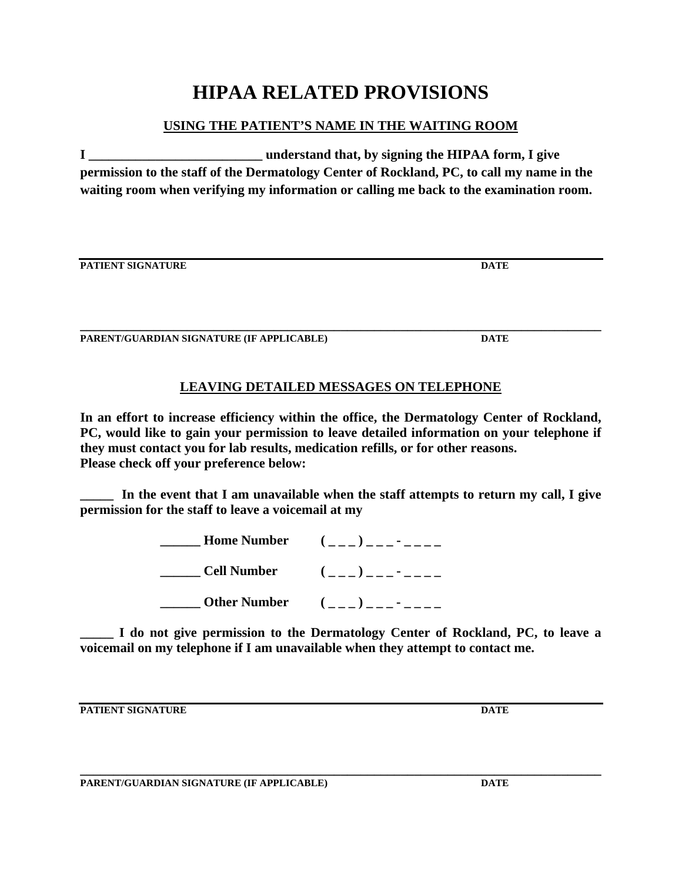# HIPAA RELATED PROVISIONS

## USING THE PATIENT'S NAME IN THE WAITING ROOM

**I __________________________ understand that, by signing the HIPAA form, I give permission to the staff of the Dermatology Center of Rockland, PC, to call my name in the waiting room when verifying my information or calling me back to the examination room.**

**PATIENT SIGNATURE** **DATE**

**PARENT/GUARDIAN SIGNATURE (IF APPLICABLE)** **DATE**

## LEAVING DETAILED MESSAGES ON TELEPHONE

**In an effort to increase efficiency within the office, the Dermatology Center of Rockland, PC, would like to gain your permission to leave detailed information on your telephone if they must contact you for lab results, medication refills, or for other reasons.**
**Please check off your preference below:**

**_____ In the event that I am unavailable when the staff attempts to return my call, I give permission for the staff to leave a voicemail at my**

**______ Home Number ( _ _ _ ) _ _ _ - _ _ _ _**

**______ Cell Number ( _ _ _ ) _ _ _ - _ _ _ _**

**______ Other Number ( _ _ _ ) _ _ _ - _ _ _ _**

**_____ I do not give permission to the Dermatology Center of Rockland, PC, to leave a voicemail on my telephone if I am unavailable when they attempt to contact me.**

**PATIENT SIGNATURE** **DATE**

**PARENT/GUARDIAN SIGNATURE (IF APPLICABLE)** **DATE**